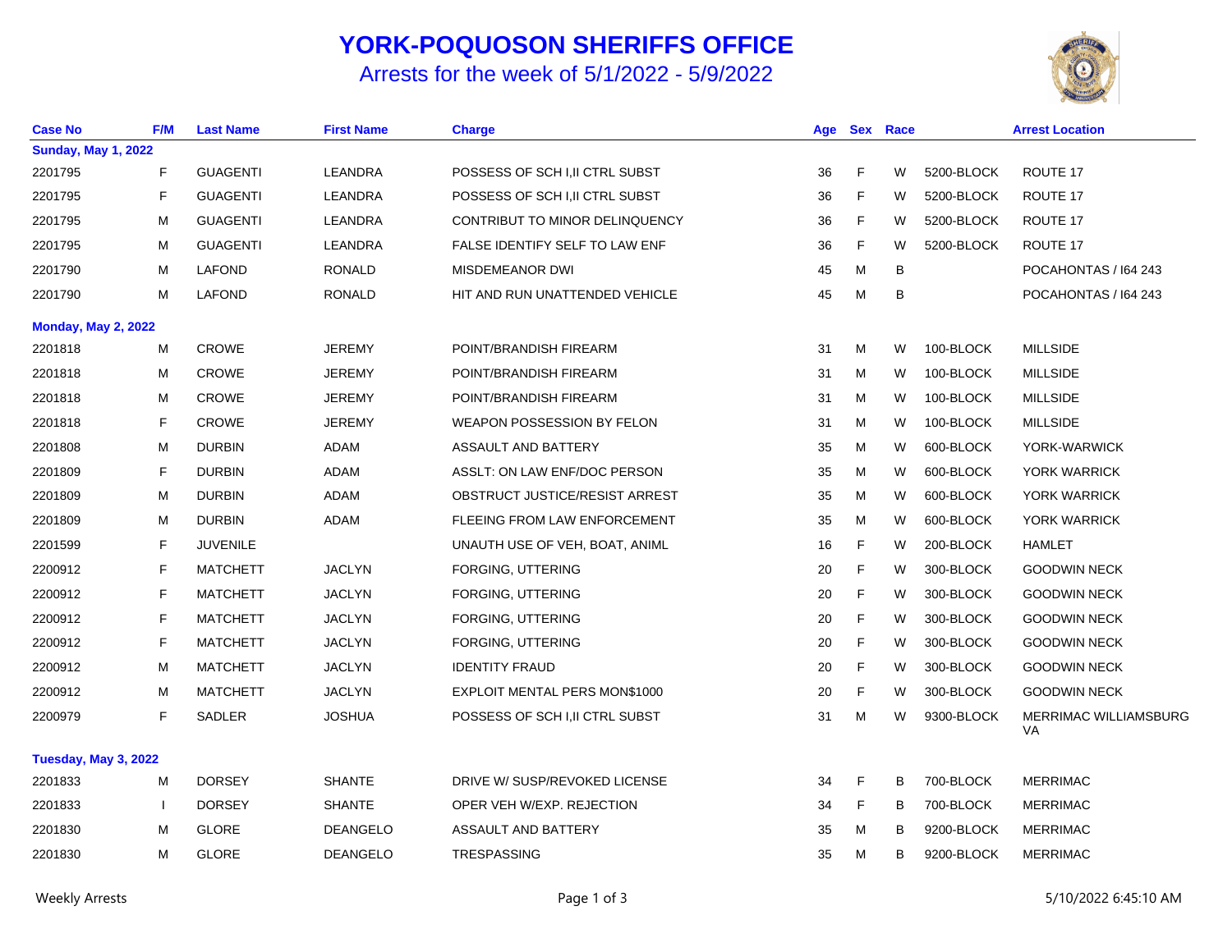# YORK-POQUOSON SHERIFFS OFFICE

## Arrests for the week of 5/1/2022 - 5/9/2022

| Case No | F/M | Last Name | First Name | Charge | Age | Sex | Race | | Arrest Location |
|---|---|---|---|---|---|---|---|---|---|
| **Sunday, May 1, 2022** | | | | | | | | | |
| 2201795 | F | GUAGENTI | LEANDRA | POSSESS OF SCH I,II CTRL SUBST | 36 | F | W | 5200-BLOCK | ROUTE 17 |
| 2201795 | F | GUAGENTI | LEANDRA | POSSESS OF SCH I,II CTRL SUBST | 36 | F | W | 5200-BLOCK | ROUTE 17 |
| 2201795 | M | GUAGENTI | LEANDRA | CONTRIBUT TO MINOR DELINQUENCY | 36 | F | W | 5200-BLOCK | ROUTE 17 |
| 2201795 | M | GUAGENTI | LEANDRA | FALSE IDENTIFY SELF TO LAW ENF | 36 | F | W | 5200-BLOCK | ROUTE 17 |
| 2201790 | M | LAFOND | RONALD | MISDEMEANOR DWI | 45 | M | B | | POCAHONTAS / I64 243 |
| 2201790 | M | LAFOND | RONALD | HIT AND RUN UNATTENDED VEHICLE | 45 | M | B | | POCAHONTAS / I64 243 |
| **Monday, May 2, 2022** | | | | | | | | | |
| 2201818 | M | CROWE | JEREMY | POINT/BRANDISH FIREARM | 31 | M | W | 100-BLOCK | MILLSIDE |
| 2201818 | M | CROWE | JEREMY | POINT/BRANDISH FIREARM | 31 | M | W | 100-BLOCK | MILLSIDE |
| 2201818 | M | CROWE | JEREMY | POINT/BRANDISH FIREARM | 31 | M | W | 100-BLOCK | MILLSIDE |
| 2201818 | F | CROWE | JEREMY | WEAPON POSSESSION BY FELON | 31 | M | W | 100-BLOCK | MILLSIDE |
| 2201808 | M | DURBIN | ADAM | ASSAULT AND BATTERY | 35 | M | W | 600-BLOCK | YORK-WARWICK |
| 2201809 | F | DURBIN | ADAM | ASSLT: ON LAW ENF/DOC PERSON | 35 | M | W | 600-BLOCK | YORK WARRICK |
| 2201809 | M | DURBIN | ADAM | OBSTRUCT JUSTICE/RESIST ARREST | 35 | M | W | 600-BLOCK | YORK WARRICK |
| 2201809 | M | DURBIN | ADAM | FLEEING FROM LAW ENFORCEMENT | 35 | M | W | 600-BLOCK | YORK WARRICK |
| 2201599 | F | JUVENILE | | UNAUTH USE OF VEH, BOAT, ANIML | 16 | F | W | 200-BLOCK | HAMLET |
| 2200912 | F | MATCHETT | JACLYN | FORGING, UTTERING | 20 | F | W | 300-BLOCK | GOODWIN NECK |
| 2200912 | F | MATCHETT | JACLYN | FORGING, UTTERING | 20 | F | W | 300-BLOCK | GOODWIN NECK |
| 2200912 | F | MATCHETT | JACLYN | FORGING, UTTERING | 20 | F | W | 300-BLOCK | GOODWIN NECK |
| 2200912 | F | MATCHETT | JACLYN | FORGING, UTTERING | 20 | F | W | 300-BLOCK | GOODWIN NECK |
| 2200912 | M | MATCHETT | JACLYN | IDENTITY FRAUD | 20 | F | W | 300-BLOCK | GOODWIN NECK |
| 2200912 | M | MATCHETT | JACLYN | EXPLOIT MENTAL PERS MON$1000 | 20 | F | W | 300-BLOCK | GOODWIN NECK |
| 2200979 | F | SADLER | JOSHUA | POSSESS OF SCH I,II CTRL SUBST | 31 | M | W | 9300-BLOCK | MERRIMAC WILLIAMSBURG VA |
| **Tuesday, May 3, 2022** | | | | | | | | | |
| 2201833 | M | DORSEY | SHANTE | DRIVE W/ SUSP/REVOKED LICENSE | 34 | F | B | 700-BLOCK | MERRIMAC |
| 2201833 | I | DORSEY | SHANTE | OPER VEH W/EXP. REJECTION | 34 | F | B | 700-BLOCK | MERRIMAC |
| 2201830 | M | GLORE | DEANGELO | ASSAULT AND BATTERY | 35 | M | B | 9200-BLOCK | MERRIMAC |
| 2201830 | M | GLORE | DEANGELO | TRESPASSING | 35 | M | B | 9200-BLOCK | MERRIMAC |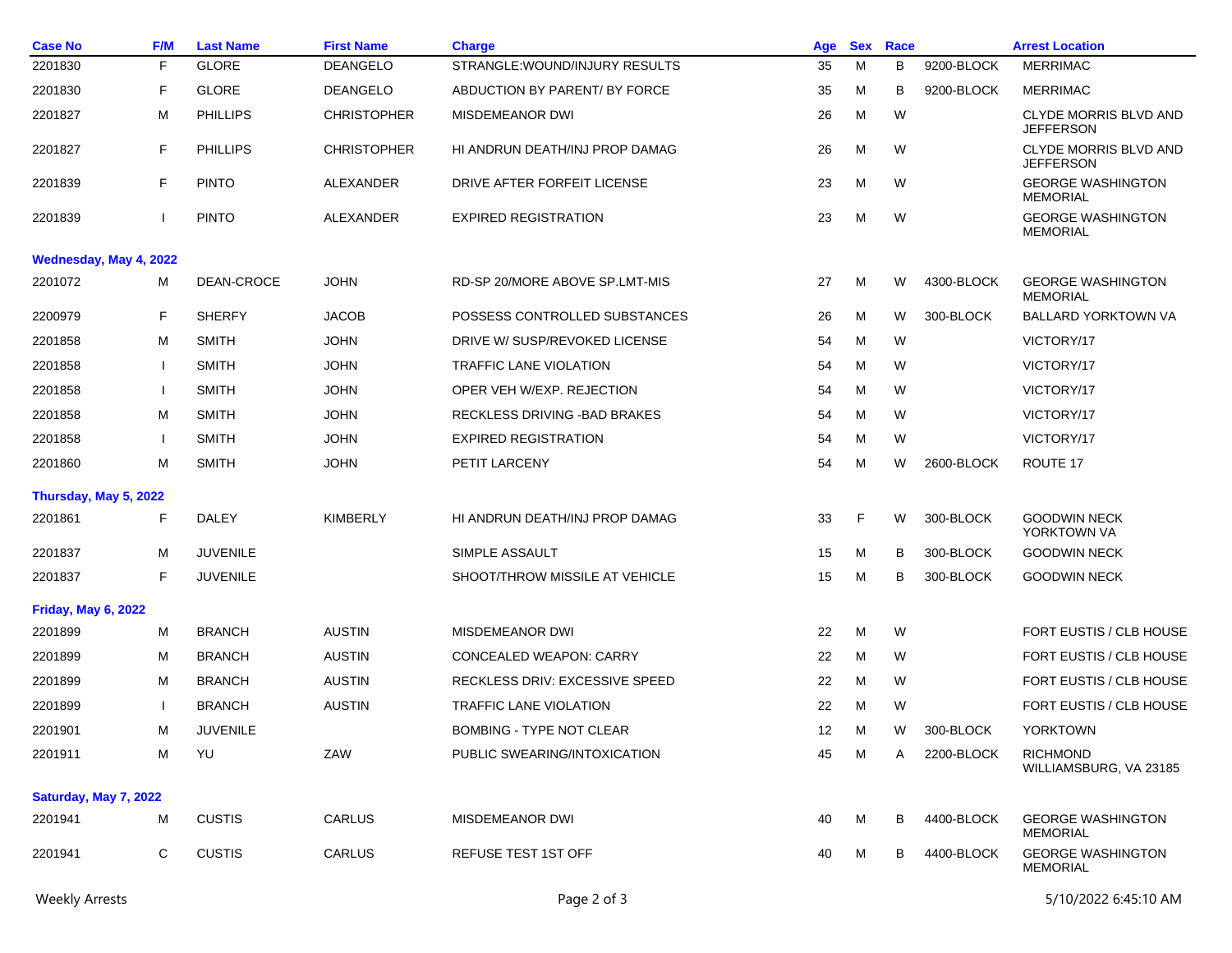| Case No | F/M | Last Name | First Name | Charge | Age | Sex | Race | | Arrest Location |
|---|---|---|---|---|---|---|---|---|---|
| 2201830 | F | GLORE | DEANGELO | STRANGLE:WOUND/INJURY RESULTS | 35 | M | B | 9200-BLOCK | MERRIMAC |
| 2201830 | F | GLORE | DEANGELO | ABDUCTION BY PARENT/ BY FORCE | 35 | M | B | 9200-BLOCK | MERRIMAC |
| 2201827 | M | PHILLIPS | CHRISTOPHER | MISDEMEANOR DWI | 26 | M | W | | CLYDE MORRIS BLVD AND JEFFERSON |
| 2201827 | F | PHILLIPS | CHRISTOPHER | HI ANDRUN DEATH/INJ PROP DAMAG | 26 | M | W | | CLYDE MORRIS BLVD AND JEFFERSON |
| 2201839 | F | PINTO | ALEXANDER | DRIVE AFTER FORFEIT LICENSE | 23 | M | W | | GEORGE WASHINGTON MEMORIAL |
| 2201839 | I | PINTO | ALEXANDER | EXPIRED REGISTRATION | 23 | M | W | | GEORGE WASHINGTON MEMORIAL |
| **Wednesday, May 4, 2022** | | | | | | | | | |
| 2201072 | M | DEAN-CROCE | JOHN | RD-SP 20/MORE ABOVE SP.LMT-MIS | 27 | M | W | 4300-BLOCK | GEORGE WASHINGTON MEMORIAL |
| 2200979 | F | SHERFY | JACOB | POSSESS CONTROLLED SUBSTANCES | 26 | M | W | 300-BLOCK | BALLARD YORKTOWN VA |
| 2201858 | M | SMITH | JOHN | DRIVE W/ SUSP/REVOKED LICENSE | 54 | M | W | | VICTORY/17 |
| 2201858 | I | SMITH | JOHN | TRAFFIC LANE VIOLATION | 54 | M | W | | VICTORY/17 |
| 2201858 | I | SMITH | JOHN | OPER VEH W/EXP. REJECTION | 54 | M | W | | VICTORY/17 |
| 2201858 | M | SMITH | JOHN | RECKLESS DRIVING -BAD BRAKES | 54 | M | W | | VICTORY/17 |
| 2201858 | I | SMITH | JOHN | EXPIRED REGISTRATION | 54 | M | W | | VICTORY/17 |
| 2201860 | M | SMITH | JOHN | PETIT LARCENY | 54 | M | W | 2600-BLOCK | ROUTE 17 |
| **Thursday, May 5, 2022** | | | | | | | | | |
| 2201861 | F | DALEY | KIMBERLY | HI ANDRUN DEATH/INJ PROP DAMAG | 33 | F | W | 300-BLOCK | GOODWIN NECK YORKTOWN VA |
| 2201837 | M | JUVENILE | | SIMPLE ASSAULT | 15 | M | B | 300-BLOCK | GOODWIN NECK |
| 2201837 | F | JUVENILE | | SHOOT/THROW MISSILE AT VEHICLE | 15 | M | B | 300-BLOCK | GOODWIN NECK |
| **Friday, May 6, 2022** | | | | | | | | | |
| 2201899 | M | BRANCH | AUSTIN | MISDEMEANOR DWI | 22 | M | W | | FORT EUSTIS / CLB HOUSE |
| 2201899 | M | BRANCH | AUSTIN | CONCEALED WEAPON: CARRY | 22 | M | W | | FORT EUSTIS / CLB HOUSE |
| 2201899 | M | BRANCH | AUSTIN | RECKLESS DRIV: EXCESSIVE SPEED | 22 | M | W | | FORT EUSTIS / CLB HOUSE |
| 2201899 | I | BRANCH | AUSTIN | TRAFFIC LANE VIOLATION | 22 | M | W | | FORT EUSTIS / CLB HOUSE |
| 2201901 | M | JUVENILE | | BOMBING - TYPE NOT CLEAR | 12 | M | W | 300-BLOCK | YORKTOWN |
| 2201911 | M | YU | ZAW | PUBLIC SWEARING/INTOXICATION | 45 | M | A | 2200-BLOCK | RICHMOND WILLIAMSBURG, VA 23185 |
| **Saturday, May 7, 2022** | | | | | | | | | |
| 2201941 | M | CUSTIS | CARLUS | MISDEMEANOR DWI | 40 | M | B | 4400-BLOCK | GEORGE WASHINGTON MEMORIAL |
| 2201941 | C | CUSTIS | CARLUS | REFUSE TEST 1ST OFF | 40 | M | B | 4400-BLOCK | GEORGE WASHINGTON MEMORIAL |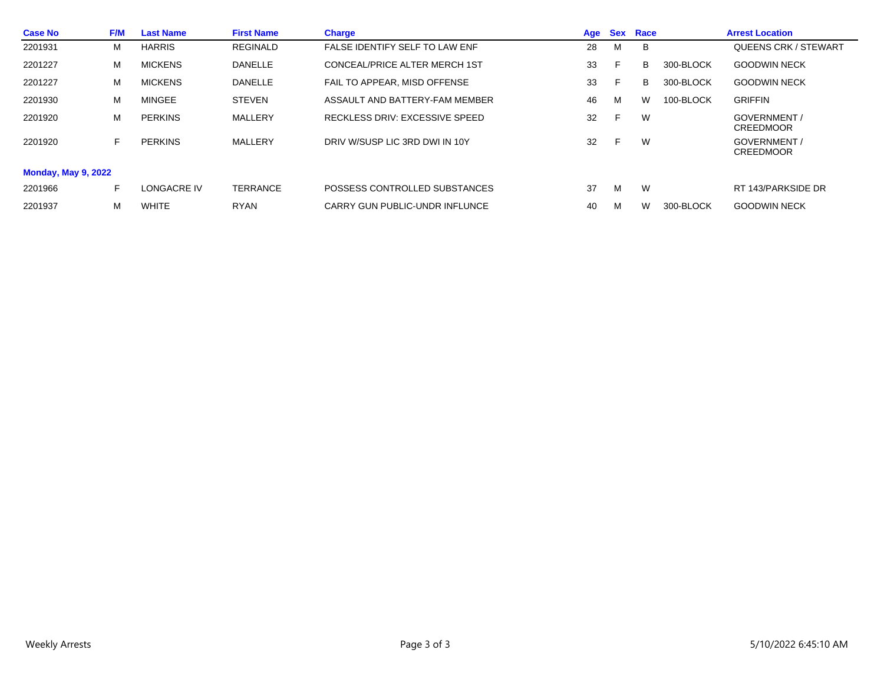| Case No | F/M | Last Name | First Name | Charge | Age | Sex | Race | | Arrest Location |
|---|---|---|---|---|---|---|---|---|---|
| 2201931 | M | HARRIS | REGINALD | FALSE IDENTIFY SELF TO LAW ENF | 28 | M | B | | QUEENS CRK / STEWART |
| 2201227 | M | MICKENS | DANELLE | CONCEAL/PRICE ALTER MERCH 1ST | 33 | F | B | 300-BLOCK | GOODWIN NECK |
| 2201227 | M | MICKENS | DANELLE | FAIL TO APPEAR, MISD OFFENSE | 33 | F | B | 300-BLOCK | GOODWIN NECK |
| 2201930 | M | MINGEE | STEVEN | ASSAULT AND BATTERY-FAM MEMBER | 46 | M | W | 100-BLOCK | GRIFFIN |
| 2201920 | M | PERKINS | MALLERY | RECKLESS DRIV: EXCESSIVE SPEED | 32 | F | W | | GOVERNMENT / CREEDMOOR |
| 2201920 | F | PERKINS | MALLERY | DRIV W/SUSP LIC 3RD DWI IN 10Y | 32 | F | W | | GOVERNMENT / CREEDMOOR |
| **Monday, May 9, 2022** | | | | | | | | | |
| 2201966 | F | LONGACRE IV | TERRANCE | POSSESS CONTROLLED SUBSTANCES | 37 | M | W | | RT 143/PARKSIDE DR |
| 2201937 | M | WHITE | RYAN | CARRY GUN PUBLIC-UNDR INFLUNCE | 40 | M | W | 300-BLOCK | GOODWIN NECK |